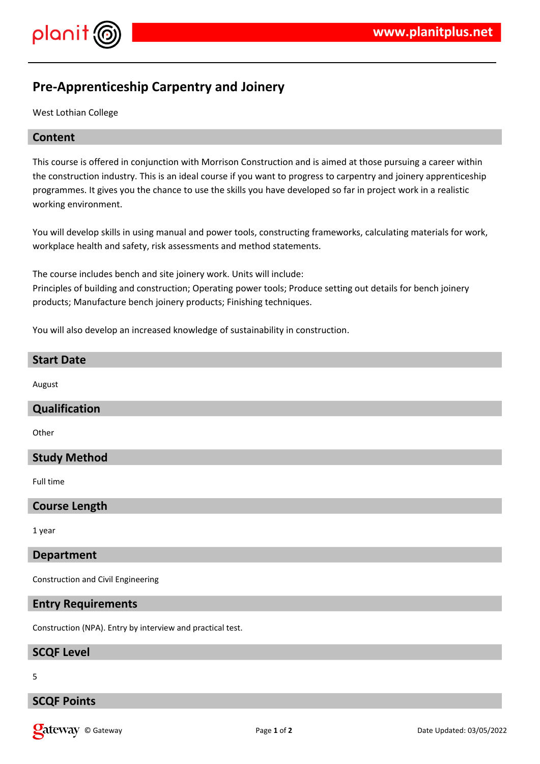# Pre-Apprenticeship Carpentry and Joinery

West Lothian College

## Content

This course is offered in conjunction with Morrison Construction and is aimed at those pursuing a career within the construction industry. This is an ideal course if you want to progress to carpentry and joinery apprenticeship programmes. It gives you the chance to use the skills you have developed so far in project work in a realistic working environment.

You will develop skills in using manual and power tools, constructing frameworks, calculating materials for work, workplace health and safety, risk assessments and method statements.

The course includes bench and site joinery work. Units will include:
Principles of building and construction; Operating power tools; Produce setting out details for bench joinery products; Manufacture bench joinery products; Finishing techniques.

You will also develop an increased knowledge of sustainability in construction.

## Start Date

August

## Qualification

Other

## Study Method

Full time

## Course Length

1 year

## Department

Construction and Civil Engineering

## Entry Requirements

Construction (NPA). Entry by interview and practical test.

## SCQF Level

5

## SCQF Points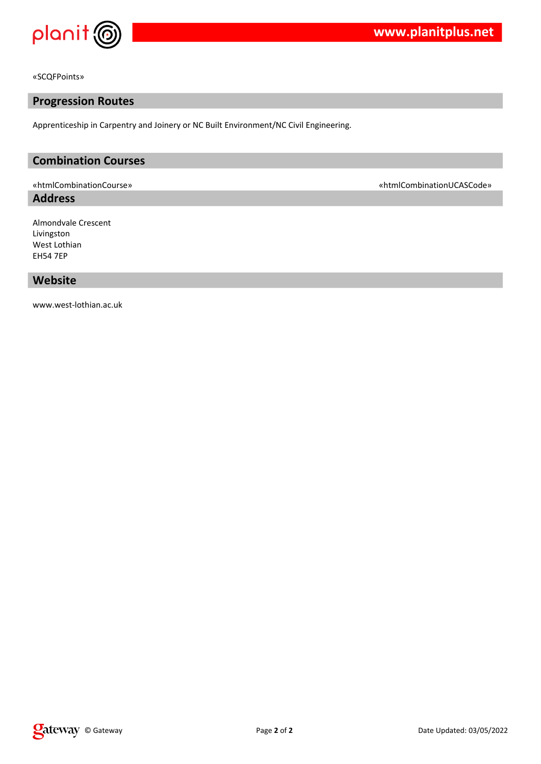«SCQFPoints»

## Progression Routes

Apprenticeship in Carpentry and Joinery or NC Built Environment/NC Civil Engineering.

## Combination Courses

«htmlCombinationCourse» «htmlCombinationUCASCode»

## Address

Almondvale Crescent
Livingston
West Lothian
EH54 7EP

## Website

www.west-lothian.ac.uk